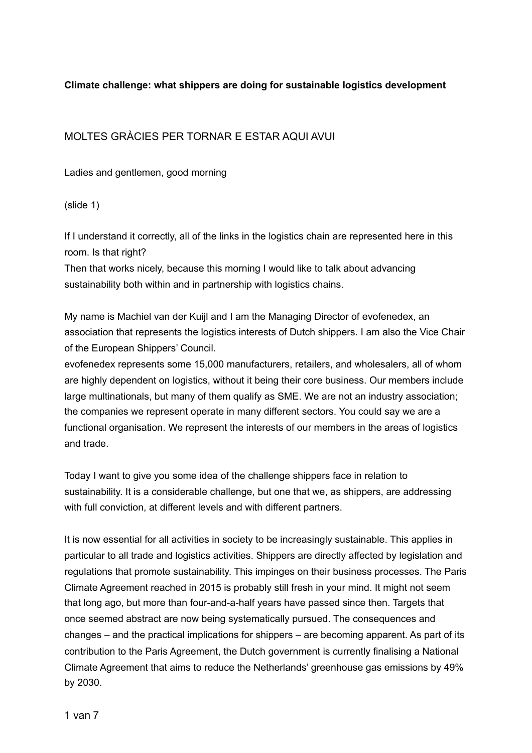**Climate challenge: what shippers are doing for sustainable logistics development**

MOLTES GRÀCIES PER TORNAR E ESTAR AQUI AVUI

Ladies and gentlemen, good morning

(slide 1)

If I understand it correctly, all of the links in the logistics chain are represented here in this room. Is that right?
Then that works nicely, because this morning I would like to talk about advancing sustainability both within and in partnership with logistics chains.

My name is Machiel van der Kuijl and I am the Managing Director of evofenedex, an association that represents the logistics interests of Dutch shippers. I am also the Vice Chair of the European Shippers' Council.
evofenedex represents some 15,000 manufacturers, retailers, and wholesalers, all of whom are highly dependent on logistics, without it being their core business. Our members include large multinationals, but many of them qualify as SME. We are not an industry association; the companies we represent operate in many different sectors. You could say we are a functional organisation. We represent the interests of our members in the areas of logistics and trade.

Today I want to give you some idea of the challenge shippers face in relation to sustainability. It is a considerable challenge, but one that we, as shippers, are addressing with full conviction, at different levels and with different partners.

It is now essential for all activities in society to be increasingly sustainable. This applies in particular to all trade and logistics activities. Shippers are directly affected by legislation and regulations that promote sustainability. This impinges on their business processes. The Paris Climate Agreement reached in 2015 is probably still fresh in your mind. It might not seem that long ago, but more than four-and-a-half years have passed since then. Targets that once seemed abstract are now being systematically pursued. The consequences and changes – and the practical implications for shippers – are becoming apparent. As part of its contribution to the Paris Agreement, the Dutch government is currently finalising a National Climate Agreement that aims to reduce the Netherlands' greenhouse gas emissions by 49% by 2030.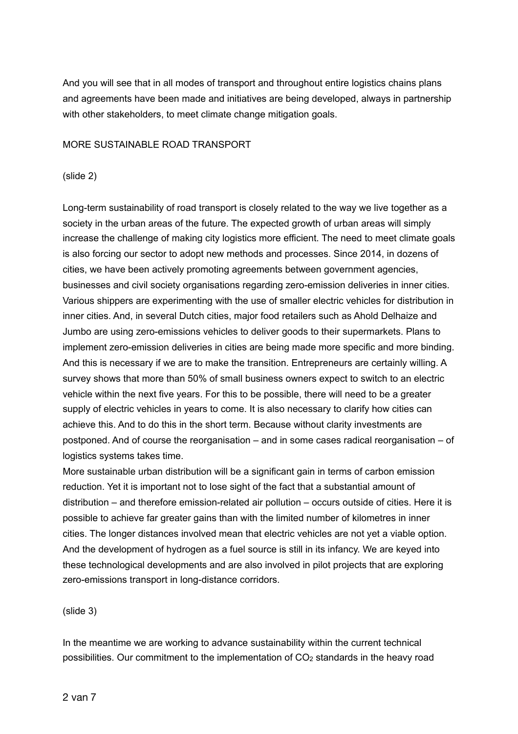And you will see that in all modes of transport and throughout entire logistics chains plans and agreements have been made and initiatives are being developed, always in partnership with other stakeholders, to meet climate change mitigation goals.

## MORE SUSTAINABLE ROAD TRANSPORT

(slide 2)

Long-term sustainability of road transport is closely related to the way we live together as a society in the urban areas of the future. The expected growth of urban areas will simply increase the challenge of making city logistics more efficient. The need to meet climate goals is also forcing our sector to adopt new methods and processes. Since 2014, in dozens of cities, we have been actively promoting agreements between government agencies, businesses and civil society organisations regarding zero-emission deliveries in inner cities. Various shippers are experimenting with the use of smaller electric vehicles for distribution in inner cities. And, in several Dutch cities, major food retailers such as Ahold Delhaize and Jumbo are using zero-emissions vehicles to deliver goods to their supermarkets. Plans to implement zero-emission deliveries in cities are being made more specific and more binding. And this is necessary if we are to make the transition. Entrepreneurs are certainly willing. A survey shows that more than 50% of small business owners expect to switch to an electric vehicle within the next five years. For this to be possible, there will need to be a greater supply of electric vehicles in years to come. It is also necessary to clarify how cities can achieve this. And to do this in the short term. Because without clarity investments are postponed. And of course the reorganisation – and in some cases radical reorganisation – of logistics systems takes time.
More sustainable urban distribution will be a significant gain in terms of carbon emission reduction. Yet it is important not to lose sight of the fact that a substantial amount of distribution – and therefore emission-related air pollution – occurs outside of cities. Here it is possible to achieve far greater gains than with the limited number of kilometres in inner cities. The longer distances involved mean that electric vehicles are not yet a viable option. And the development of hydrogen as a fuel source is still in its infancy. We are keyed into these technological developments and are also involved in pilot projects that are exploring zero-emissions transport in long-distance corridors.

(slide 3)

In the meantime we are working to advance sustainability within the current technical possibilities. Our commitment to the implementation of $CO_2$ standards in the heavy road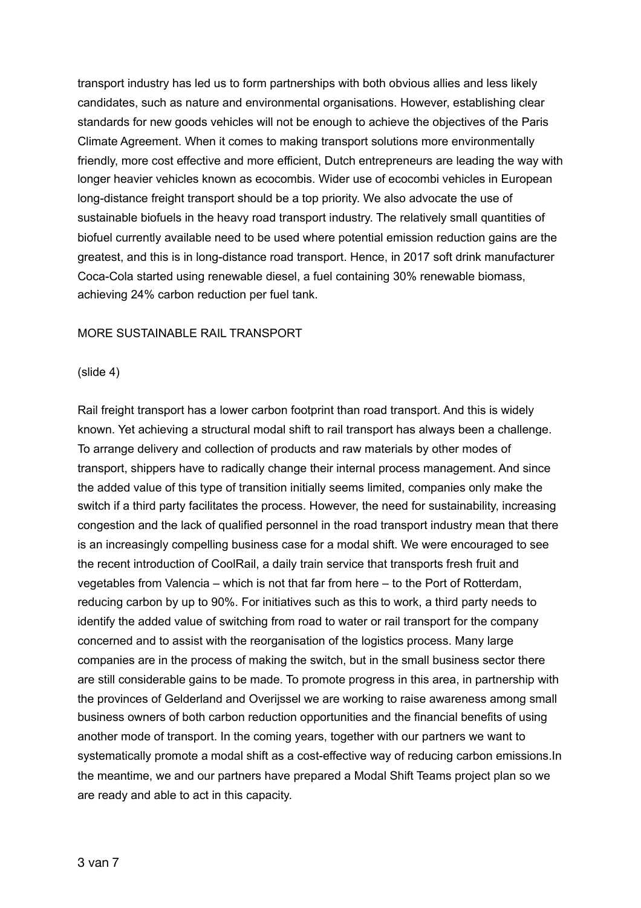transport industry has led us to form partnerships with both obvious allies and less likely candidates, such as nature and environmental organisations. However, establishing clear standards for new goods vehicles will not be enough to achieve the objectives of the Paris Climate Agreement. When it comes to making transport solutions more environmentally friendly, more cost effective and more efficient, Dutch entrepreneurs are leading the way with longer heavier vehicles known as ecocombis. Wider use of ecocombi vehicles in European long-distance freight transport should be a top priority. We also advocate the use of sustainable biofuels in the heavy road transport industry. The relatively small quantities of biofuel currently available need to be used where potential emission reduction gains are the greatest, and this is in long-distance road transport. Hence, in 2017 soft drink manufacturer Coca-Cola started using renewable diesel, a fuel containing 30% renewable biomass, achieving 24% carbon reduction per fuel tank.

## MORE SUSTAINABLE RAIL TRANSPORT

(slide 4)

Rail freight transport has a lower carbon footprint than road transport. And this is widely known. Yet achieving a structural modal shift to rail transport has always been a challenge. To arrange delivery and collection of products and raw materials by other modes of transport, shippers have to radically change their internal process management. And since the added value of this type of transition initially seems limited, companies only make the switch if a third party facilitates the process. However, the need for sustainability, increasing congestion and the lack of qualified personnel in the road transport industry mean that there is an increasingly compelling business case for a modal shift. We were encouraged to see the recent introduction of CoolRail, a daily train service that transports fresh fruit and vegetables from Valencia – which is not that far from here – to the Port of Rotterdam, reducing carbon by up to 90%. For initiatives such as this to work, a third party needs to identify the added value of switching from road to water or rail transport for the company concerned and to assist with the reorganisation of the logistics process. Many large companies are in the process of making the switch, but in the small business sector there are still considerable gains to be made. To promote progress in this area, in partnership with the provinces of Gelderland and Overijssel we are working to raise awareness among small business owners of both carbon reduction opportunities and the financial benefits of using another mode of transport. In the coming years, together with our partners we want to systematically promote a modal shift as a cost-effective way of reducing carbon emissions.In the meantime, we and our partners have prepared a Modal Shift Teams project plan so we are ready and able to act in this capacity.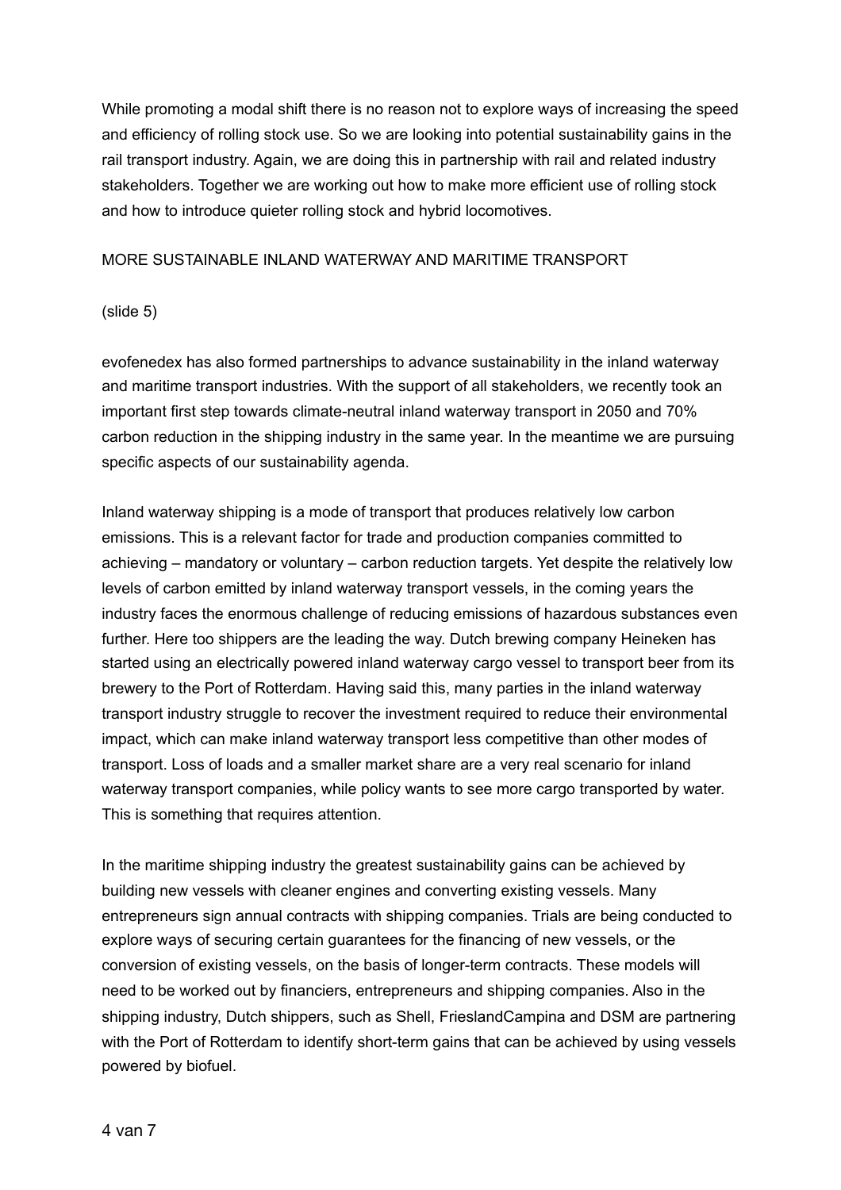While promoting a modal shift there is no reason not to explore ways of increasing the speed and efficiency of rolling stock use. So we are looking into potential sustainability gains in the rail transport industry. Again, we are doing this in partnership with rail and related industry stakeholders. Together we are working out how to make more efficient use of rolling stock and how to introduce quieter rolling stock and hybrid locomotives.

## MORE SUSTAINABLE INLAND WATERWAY AND MARITIME TRANSPORT

(slide 5)

evofenedex has also formed partnerships to advance sustainability in the inland waterway and maritime transport industries. With the support of all stakeholders, we recently took an important first step towards climate-neutral inland waterway transport in 2050 and 70% carbon reduction in the shipping industry in the same year. In the meantime we are pursuing specific aspects of our sustainability agenda.

Inland waterway shipping is a mode of transport that produces relatively low carbon emissions. This is a relevant factor for trade and production companies committed to achieving – mandatory or voluntary – carbon reduction targets. Yet despite the relatively low levels of carbon emitted by inland waterway transport vessels, in the coming years the industry faces the enormous challenge of reducing emissions of hazardous substances even further. Here too shippers are the leading the way. Dutch brewing company Heineken has started using an electrically powered inland waterway cargo vessel to transport beer from its brewery to the Port of Rotterdam. Having said this, many parties in the inland waterway transport industry struggle to recover the investment required to reduce their environmental impact, which can make inland waterway transport less competitive than other modes of transport. Loss of loads and a smaller market share are a very real scenario for inland waterway transport companies, while policy wants to see more cargo transported by water. This is something that requires attention.

In the maritime shipping industry the greatest sustainability gains can be achieved by building new vessels with cleaner engines and converting existing vessels. Many entrepreneurs sign annual contracts with shipping companies. Trials are being conducted to explore ways of securing certain guarantees for the financing of new vessels, or the conversion of existing vessels, on the basis of longer-term contracts. These models will need to be worked out by financiers, entrepreneurs and shipping companies. Also in the shipping industry, Dutch shippers, such as Shell, FrieslandCampina and DSM are partnering with the Port of Rotterdam to identify short-term gains that can be achieved by using vessels powered by biofuel.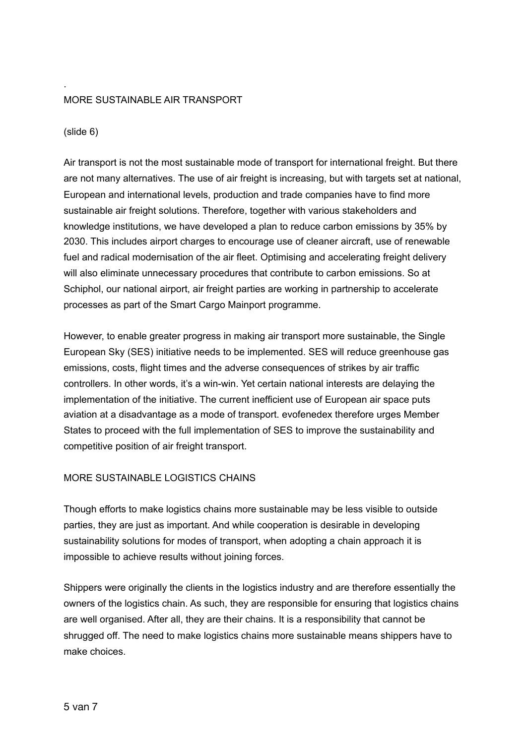.

## MORE SUSTAINABLE AIR TRANSPORT

(slide 6)

Air transport is not the most sustainable mode of transport for international freight. But there are not many alternatives. The use of air freight is increasing, but with targets set at national, European and international levels, production and trade companies have to find more sustainable air freight solutions. Therefore, together with various stakeholders and knowledge institutions, we have developed a plan to reduce carbon emissions by 35% by 2030. This includes airport charges to encourage use of cleaner aircraft, use of renewable fuel and radical modernisation of the air fleet. Optimising and accelerating freight delivery will also eliminate unnecessary procedures that contribute to carbon emissions. So at Schiphol, our national airport, air freight parties are working in partnership to accelerate processes as part of the Smart Cargo Mainport programme.

However, to enable greater progress in making air transport more sustainable, the Single European Sky (SES) initiative needs to be implemented. SES will reduce greenhouse gas emissions, costs, flight times and the adverse consequences of strikes by air traffic controllers. In other words, it's a win-win. Yet certain national interests are delaying the implementation of the initiative. The current inefficient use of European air space puts aviation at a disadvantage as a mode of transport. evofenedex therefore urges Member States to proceed with the full implementation of SES to improve the sustainability and competitive position of air freight transport.

## MORE SUSTAINABLE LOGISTICS CHAINS

Though efforts to make logistics chains more sustainable may be less visible to outside parties, they are just as important. And while cooperation is desirable in developing sustainability solutions for modes of transport, when adopting a chain approach it is impossible to achieve results without joining forces.

Shippers were originally the clients in the logistics industry and are therefore essentially the owners of the logistics chain. As such, they are responsible for ensuring that logistics chains are well organised. After all, they are their chains. It is a responsibility that cannot be shrugged off. The need to make logistics chains more sustainable means shippers have to make choices.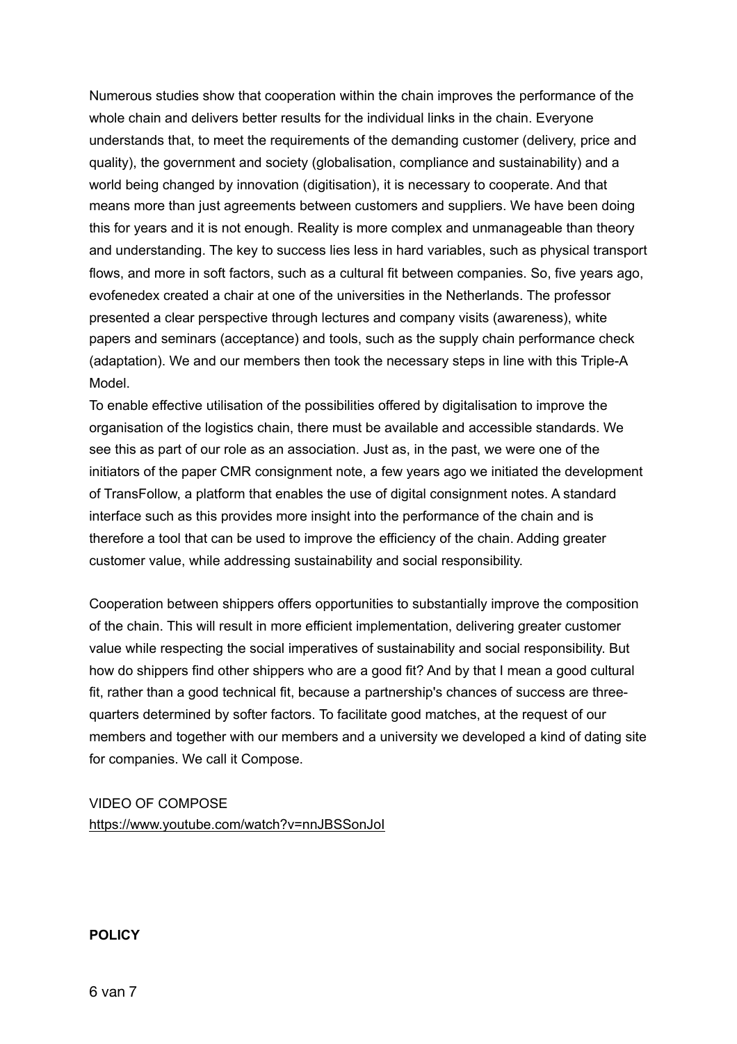Numerous studies show that cooperation within the chain improves the performance of the whole chain and delivers better results for the individual links in the chain. Everyone understands that, to meet the requirements of the demanding customer (delivery, price and quality), the government and society (globalisation, compliance and sustainability) and a world being changed by innovation (digitisation), it is necessary to cooperate. And that means more than just agreements between customers and suppliers. We have been doing this for years and it is not enough. Reality is more complex and unmanageable than theory and understanding. The key to success lies less in hard variables, such as physical transport flows, and more in soft factors, such as a cultural fit between companies. So, five years ago, evofenedex created a chair at one of the universities in the Netherlands. The professor presented a clear perspective through lectures and company visits (awareness), white papers and seminars (acceptance) and tools, such as the supply chain performance check (adaptation). We and our members then took the necessary steps in line with this Triple-A Model.
To enable effective utilisation of the possibilities offered by digitalisation to improve the organisation of the logistics chain, there must be available and accessible standards. We see this as part of our role as an association. Just as, in the past, we were one of the initiators of the paper CMR consignment note, a few years ago we initiated the development of TransFollow, a platform that enables the use of digital consignment notes. A standard interface such as this provides more insight into the performance of the chain and is therefore a tool that can be used to improve the efficiency of the chain. Adding greater customer value, while addressing sustainability and social responsibility.

Cooperation between shippers offers opportunities to substantially improve the composition of the chain. This will result in more efficient implementation, delivering greater customer value while respecting the social imperatives of sustainability and social responsibility. But how do shippers find other shippers who are a good fit? And by that I mean a good cultural fit, rather than a good technical fit, because a partnership's chances of success are three-quarters determined by softer factors. To facilitate good matches, at the request of our members and together with our members and a university we developed a kind of dating site for companies. We call it Compose.

VIDEO OF COMPOSE
https://www.youtube.com/watch?v=nnJBSSonJoI

**POLICY**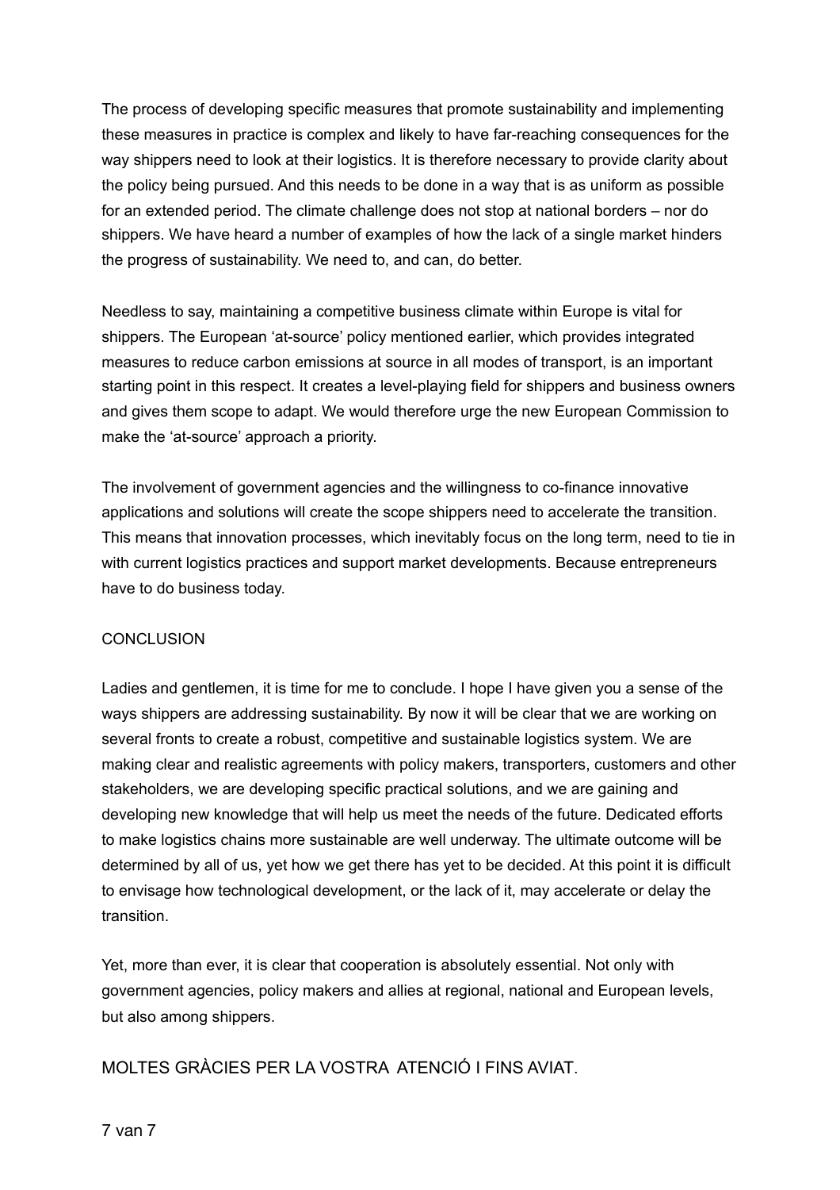The process of developing specific measures that promote sustainability and implementing these measures in practice is complex and likely to have far-reaching consequences for the way shippers need to look at their logistics. It is therefore necessary to provide clarity about the policy being pursued. And this needs to be done in a way that is as uniform as possible for an extended period. The climate challenge does not stop at national borders – nor do shippers. We have heard a number of examples of how the lack of a single market hinders the progress of sustainability. We need to, and can, do better.

Needless to say, maintaining a competitive business climate within Europe is vital for shippers. The European 'at-source' policy mentioned earlier, which provides integrated measures to reduce carbon emissions at source in all modes of transport, is an important starting point in this respect. It creates a level-playing field for shippers and business owners and gives them scope to adapt. We would therefore urge the new European Commission to make the 'at-source' approach a priority.

The involvement of government agencies and the willingness to co-finance innovative applications and solutions will create the scope shippers need to accelerate the transition. This means that innovation processes, which inevitably focus on the long term, need to tie in with current logistics practices and support market developments. Because entrepreneurs have to do business today.

## CONCLUSION

Ladies and gentlemen, it is time for me to conclude. I hope I have given you a sense of the ways shippers are addressing sustainability. By now it will be clear that we are working on several fronts to create a robust, competitive and sustainable logistics system. We are making clear and realistic agreements with policy makers, transporters, customers and other stakeholders, we are developing specific practical solutions, and we are gaining and developing new knowledge that will help us meet the needs of the future. Dedicated efforts to make logistics chains more sustainable are well underway. The ultimate outcome will be determined by all of us, yet how we get there has yet to be decided. At this point it is difficult to envisage how technological development, or the lack of it, may accelerate or delay the transition.

Yet, more than ever, it is clear that cooperation is absolutely essential. Not only with government agencies, policy makers and allies at regional, national and European levels, but also among shippers.

MOLTES GRÀCIES PER LA VOSTRA ATENCIÓ I FINS AVIAT.